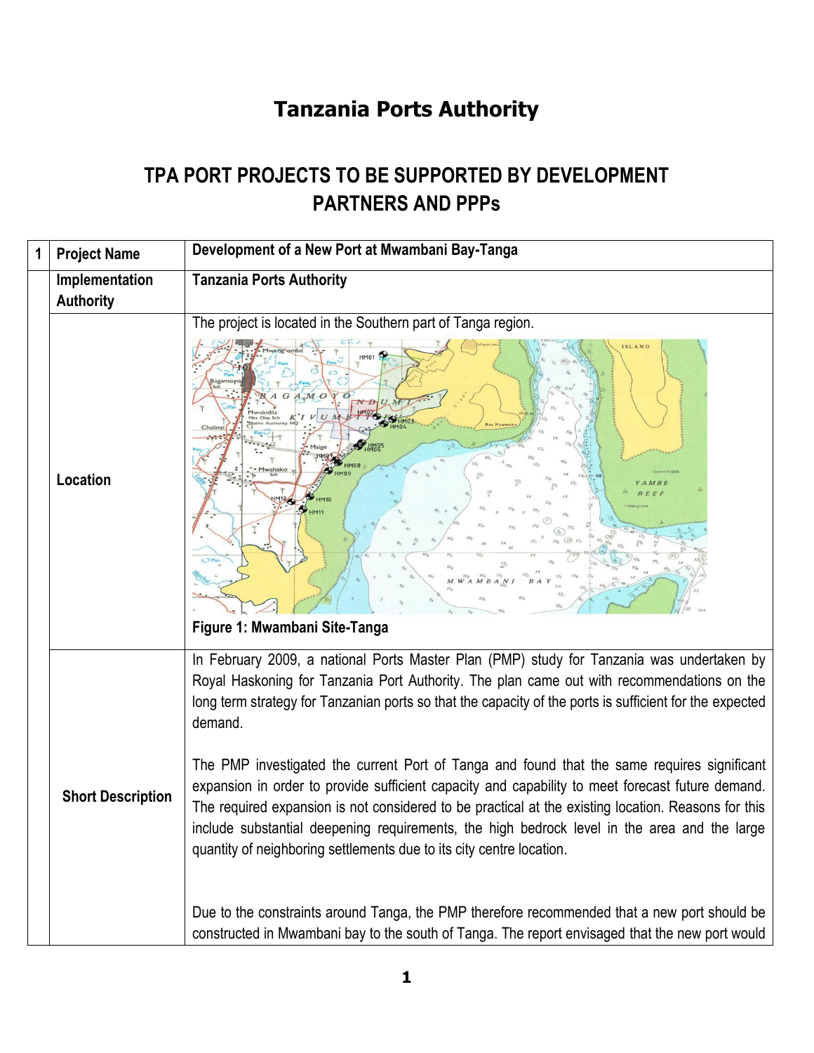# Tanzania Ports Authority

## TPA PORT PROJECTS TO BE SUPPORTED BY DEVELOPMENT PARTNERS AND PPPs

| 1 | Project Name | Development of a New Port at Mwambani Bay-Tanga |
|---|---|---|
| | Implementation Authority | Tanzania Ports Authority |
| | Location | The project is located in the Southern part of Tanga region.<br><br>**Figure 1: Mwambani Site-Tanga** |
| | Short Description | In February 2009, a national Ports Master Plan (PMP) study for Tanzania was undertaken by Royal Haskoning for Tanzania Port Authority. The plan came out with recommendations on the long term strategy for Tanzanian ports so that the capacity of the ports is sufficient for the expected demand.<br><br>The PMP investigated the current Port of Tanga and found that the same requires significant expansion in order to provide sufficient capacity and capability to meet forecast future demand. The required expansion is not considered to be practical at the existing location. Reasons for this include substantial deepening requirements, the high bedrock level in the area and the large quantity of neighboring settlements due to its city centre location.<br><br>Due to the constraints around Tanga, the PMP therefore recommended that a new port should be constructed in Mwambani bay to the south of Tanga. The report envisaged that the new port would |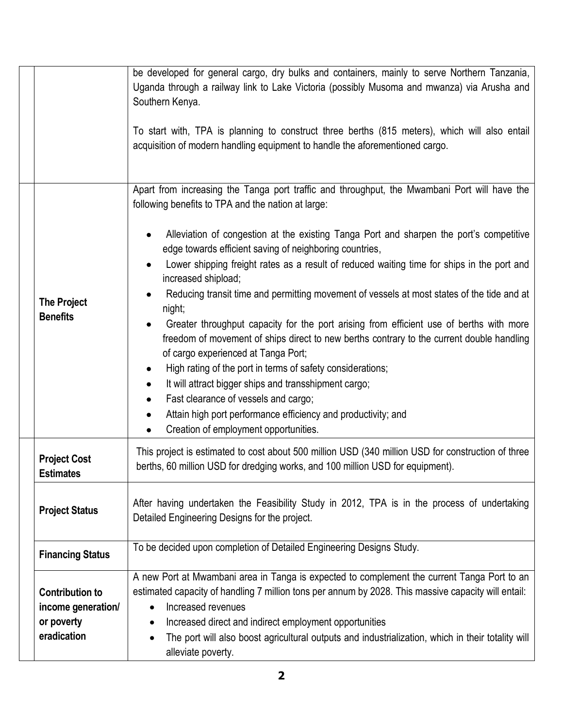| | |
|---|---|
| | be developed for general cargo, dry bulks and containers, mainly to serve Northern Tanzania, Uganda through a railway link to Lake Victoria (possibly Musoma and mwanza) via Arusha and Southern Kenya.<br><br>To start with, TPA is planning to construct three berths (815 meters), which will also entail acquisition of modern handling equipment to handle the aforementioned cargo. |
| **The Project Benefits** | Apart from increasing the Tanga port traffic and throughput, the Mwambani Port will have the following benefits to TPA and the nation at large:<br><br>• Alleviation of congestion at the existing Tanga Port and sharpen the port's competitive edge towards efficient saving of neighboring countries,<br>• Lower shipping freight rates as a result of reduced waiting time for ships in the port and increased shipload;<br>• Reducing transit time and permitting movement of vessels at most states of the tide and at night;<br>• Greater throughput capacity for the port arising from efficient use of berths with more freedom of movement of ships direct to new berths contrary to the current double handling of cargo experienced at Tanga Port;<br>• High rating of the port in terms of safety considerations;<br>• It will attract bigger ships and transshipment cargo;<br>• Fast clearance of vessels and cargo;<br>• Attain high port performance efficiency and productivity; and<br>• Creation of employment opportunities. |
| **Project Cost Estimates** | This project is estimated to cost about 500 million USD (340 million USD for construction of three berths, 60 million USD for dredging works, and 100 million USD for equipment). |
| **Project Status** | After having undertaken the Feasibility Study in 2012, TPA is in the process of undertaking Detailed Engineering Designs for the project. |
| **Financing Status** | To be decided upon completion of Detailed Engineering Designs Study. |
| **Contribution to income generation/ or poverty eradication** | A new Port at Mwambani area in Tanga is expected to complement the current Tanga Port to an estimated capacity of handling 7 million tons per annum by 2028. This massive capacity will entail:<br>• Increased revenues<br>• Increased direct and indirect employment opportunities<br>• The port will also boost agricultural outputs and industrialization, which in their totality will alleviate poverty. |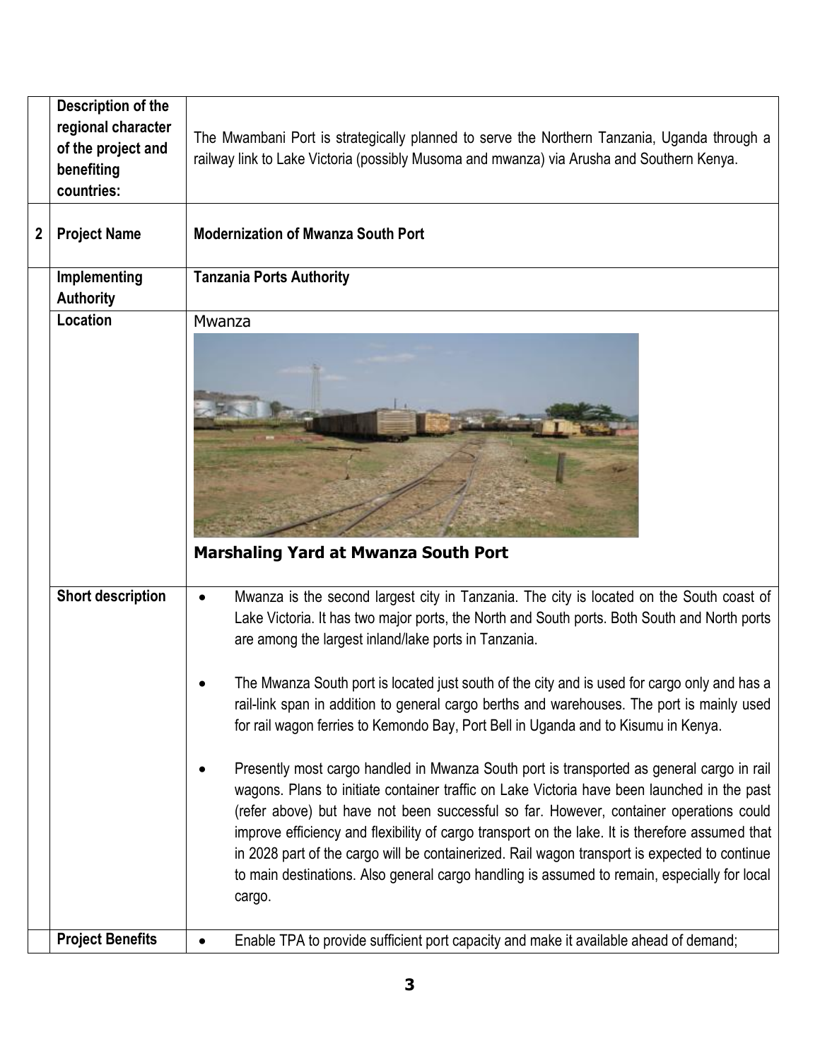| | | |
|---|---|---|
| | **Description of the regional character of the project and benefiting countries:** | The Mwambani Port is strategically planned to serve the Northern Tanzania, Uganda through a railway link to Lake Victoria (possibly Musoma and mwanza) via Arusha and Southern Kenya. |
| **2** | **Project Name** | **Modernization of Mwanza South Port** |
| | **Implementing Authority** | **Tanzania Ports Authority** |
| | **Location** | Mwanza<br><br>**Marshaling Yard at Mwanza South Port** |
| | **Short description** | • Mwanza is the second largest city in Tanzania. The city is located on the South coast of Lake Victoria. It has two major ports, the North and South ports. Both South and North ports are among the largest inland/lake ports in Tanzania.<br><br>• The Mwanza South port is located just south of the city and is used for cargo only and has a rail-link span in addition to general cargo berths and warehouses. The port is mainly used for rail wagon ferries to Kemondo Bay, Port Bell in Uganda and to Kisumu in Kenya.<br><br>• Presently most cargo handled in Mwanza South port is transported as general cargo in rail wagons. Plans to initiate container traffic on Lake Victoria have been launched in the past (refer above) but have not been successful so far. However, container operations could improve efficiency and flexibility of cargo transport on the lake. It is therefore assumed that in 2028 part of the cargo will be containerized. Rail wagon transport is expected to continue to main destinations. Also general cargo handling is assumed to remain, especially for local cargo. |
| | **Project Benefits** | • Enable TPA to provide sufficient port capacity and make it available ahead of demand; |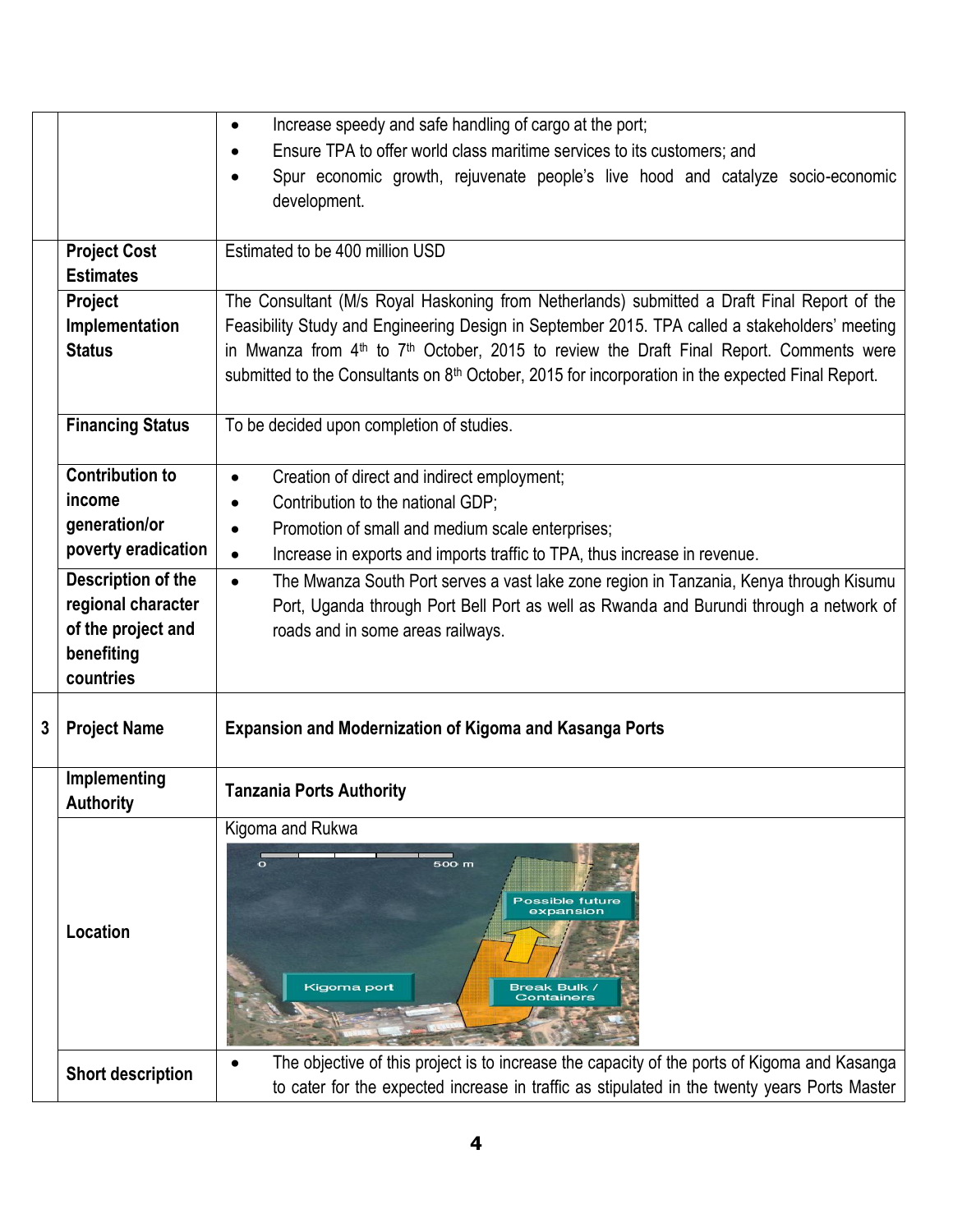| | | |
|---|---|---|
| | | • Increase speedy and safe handling of cargo at the port;<br>• Ensure TPA to offer world class maritime services to its customers; and<br>• Spur economic growth, rejuvenate people's live hood and catalyze socio-economic development. |
| | **Project Cost Estimates** | Estimated to be 400 million USD |
| | **Project Implementation Status** | The Consultant (M/s Royal Haskoning from Netherlands) submitted a Draft Final Report of the Feasibility Study and Engineering Design in September 2015. TPA called a stakeholders' meeting in Mwanza from 4th to 7th October, 2015 to review the Draft Final Report. Comments were submitted to the Consultants on 8th October, 2015 for incorporation in the expected Final Report. |
| | **Financing Status** | To be decided upon completion of studies. |
| | **Contribution to income generation/or poverty eradication** | • Creation of direct and indirect employment;<br>• Contribution to the national GDP;<br>• Promotion of small and medium scale enterprises;<br>• Increase in exports and imports traffic to TPA, thus increase in revenue. |
| | **Description of the regional character of the project and benefiting countries** | • The Mwanza South Port serves a vast lake zone region in Tanzania, Kenya through Kisumu Port, Uganda through Port Bell Port as well as Rwanda and Burundi through a network of roads and in some areas railways. |
| **3** | **Project Name** | **Expansion and Modernization of Kigoma and Kasanga Ports** |
| | **Implementing Authority** | **Tanzania Ports Authority** |
| | **Location** | Kigoma and Rukwa |
| | **Short description** | • The objective of this project is to increase the capacity of the ports of Kigoma and Kasanga to cater for the expected increase in traffic as stipulated in the twenty years Ports Master |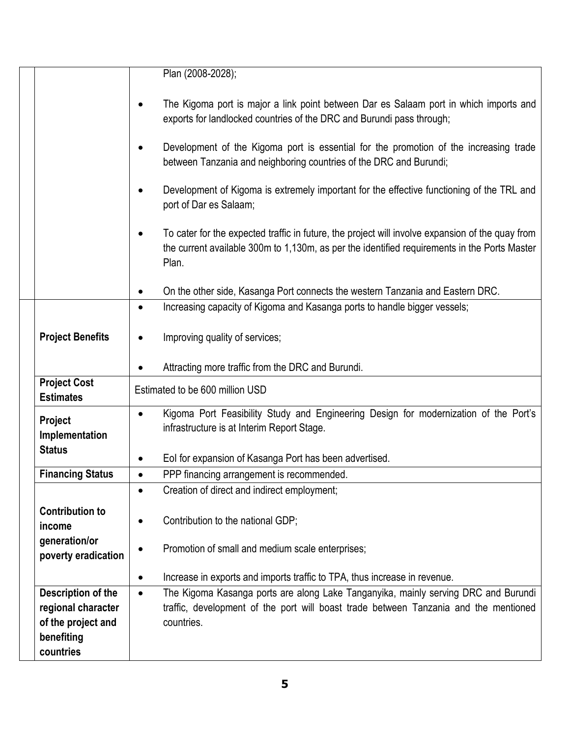| | | |
|---|---|---|
| | | Plan (2008-2028); <br><br> • The Kigoma port is major a link point between Dar es Salaam port in which imports and exports for landlocked countries of the DRC and Burundi pass through; <br><br> • Development of the Kigoma port is essential for the promotion of the increasing trade between Tanzania and neighboring countries of the DRC and Burundi; <br><br> • Development of Kigoma is extremely important for the effective functioning of the TRL and port of Dar es Salaam; <br><br> • To cater for the expected traffic in future, the project will involve expansion of the quay from the current available 300m to 1,130m, as per the identified requirements in the Ports Master Plan. <br><br> • On the other side, Kasanga Port connects the western Tanzania and Eastern DRC. |
| | **Project Benefits** | • Increasing capacity of Kigoma and Kasanga ports to handle bigger vessels; <br><br> • Improving quality of services; <br><br> • Attracting more traffic from the DRC and Burundi. |
| | **Project Cost Estimates** | Estimated to be 600 million USD |
| | **Project Implementation Status** | • Kigoma Port Feasibility Study and Engineering Design for modernization of the Port's infrastructure is at Interim Report Stage. <br><br> • EoI for expansion of Kasanga Port has been advertised. |
| | **Financing Status** | • PPP financing arrangement is recommended. |
| | **Contribution to income generation/or poverty eradication** | • Creation of direct and indirect employment; <br><br> • Contribution to the national GDP; <br><br> • Promotion of small and medium scale enterprises; <br><br> • Increase in exports and imports traffic to TPA, thus increase in revenue. |
| | **Description of the regional character of the project and benefiting countries** | • The Kigoma Kasanga ports are along Lake Tanganyika, mainly serving DRC and Burundi traffic, development of the port will boast trade between Tanzania and the mentioned countries. |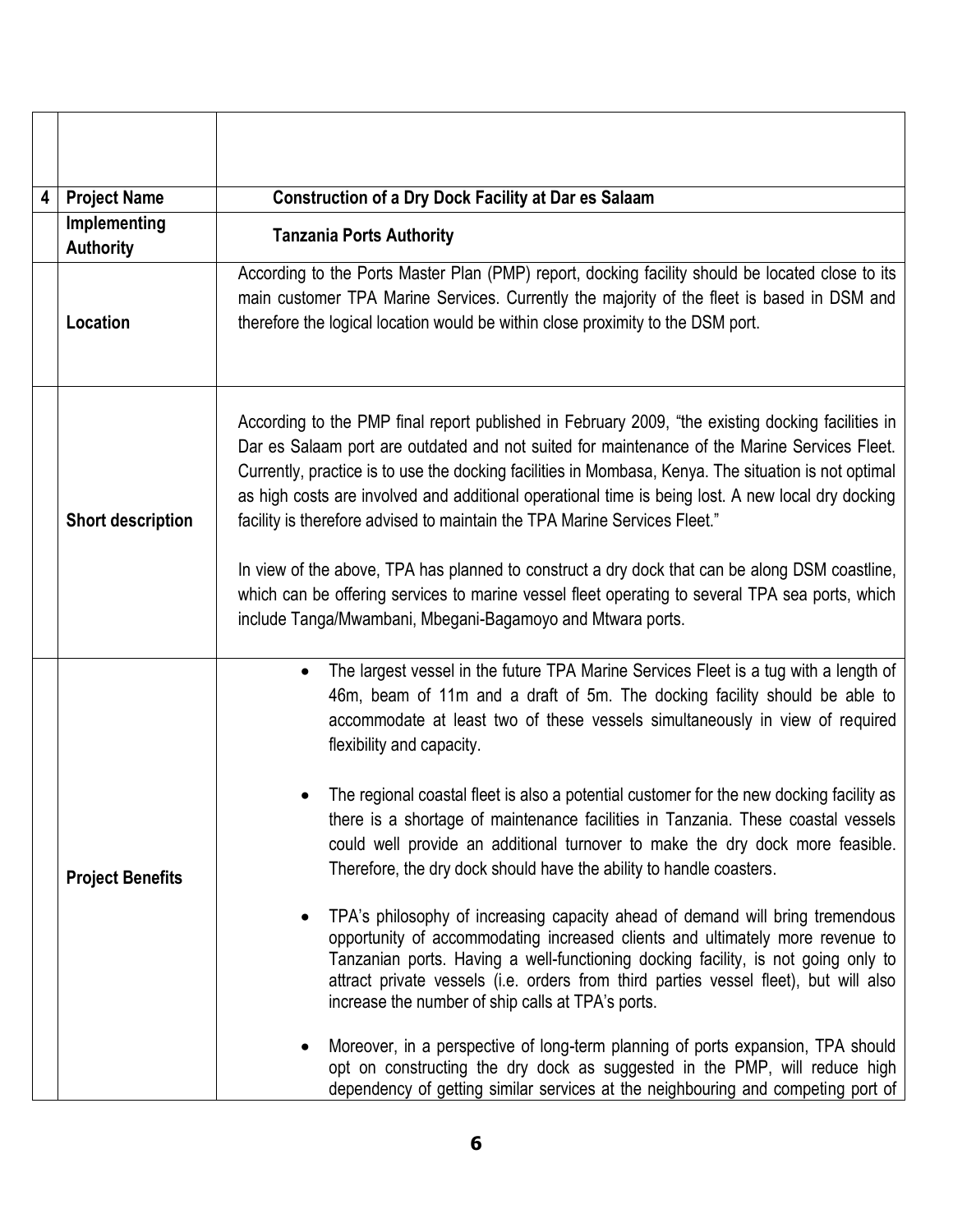| | | |
|---|---|---|
| | | |
| 4 | **Project Name** | **Construction of a Dry Dock Facility at Dar es Salaam** |
| | **Implementing Authority** | **Tanzania Ports Authority** |
| | **Location** | According to the Ports Master Plan (PMP) report, docking facility should be located close to its main customer TPA Marine Services. Currently the majority of the fleet is based in DSM and therefore the logical location would be within close proximity to the DSM port. |
| | **Short description** | According to the PMP final report published in February 2009, "the existing docking facilities in Dar es Salaam port are outdated and not suited for maintenance of the Marine Services Fleet. Currently, practice is to use the docking facilities in Mombasa, Kenya. The situation is not optimal as high costs are involved and additional operational time is being lost. A new local dry docking facility is therefore advised to maintain the TPA Marine Services Fleet."<br><br>In view of the above, TPA has planned to construct a dry dock that can be along DSM coastline, which can be offering services to marine vessel fleet operating to several TPA sea ports, which include Tanga/Mwambani, Mbegani-Bagamoyo and Mtwara ports. |
| | **Project Benefits** | • The largest vessel in the future TPA Marine Services Fleet is a tug with a length of 46m, beam of 11m and a draft of 5m. The docking facility should be able to accommodate at least two of these vessels simultaneously in view of required flexibility and capacity.<br><br>• The regional coastal fleet is also a potential customer for the new docking facility as there is a shortage of maintenance facilities in Tanzania. These coastal vessels could well provide an additional turnover to make the dry dock more feasible. Therefore, the dry dock should have the ability to handle coasters.<br><br>• TPA's philosophy of increasing capacity ahead of demand will bring tremendous opportunity of accommodating increased clients and ultimately more revenue to Tanzanian ports. Having a well-functioning docking facility, is not going only to attract private vessels (i.e. orders from third parties vessel fleet), but will also increase the number of ship calls at TPA's ports.<br><br>• Moreover, in a perspective of long-term planning of ports expansion, TPA should opt on constructing the dry dock as suggested in the PMP, will reduce high dependency of getting similar services at the neighbouring and competing port of |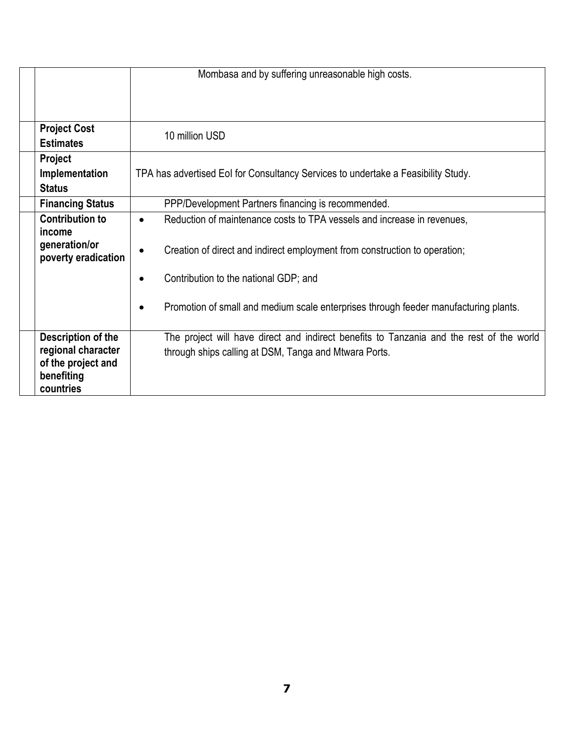| | | |
|---|---|---|
| | | Mombasa and by suffering unreasonable high costs. |
| | **Project Cost Estimates** | 10 million USD |
| | **Project Implementation Status** | TPA has advertised EoI for Consultancy Services to undertake a Feasibility Study. |
| | **Financing Status** | PPP/Development Partners financing is recommended. |
| | **Contribution to income generation/or poverty eradication** | • Reduction of maintenance costs to TPA vessels and increase in revenues,<br>• Creation of direct and indirect employment from construction to operation;<br>• Contribution to the national GDP; and<br>• Promotion of small and medium scale enterprises through feeder manufacturing plants. |
| | **Description of the regional character of the project and benefiting countries** | The project will have direct and indirect benefits to Tanzania and the rest of the world through ships calling at DSM, Tanga and Mtwara Ports. |